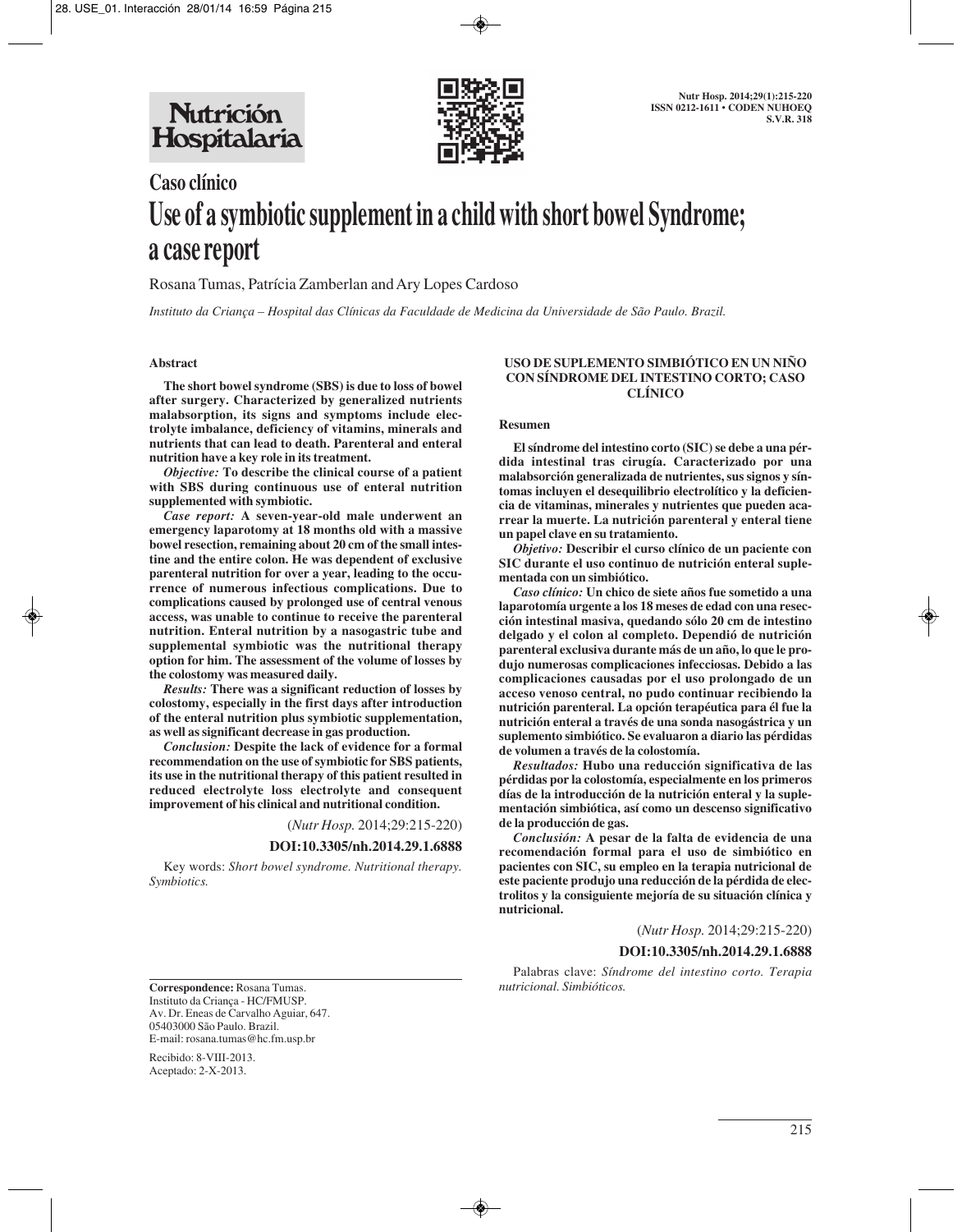# Caso clínico

# Use of a symbiotic supplement in a child with short bowel Syndrome; a case report

Rosana Tumas, Patrícia Zamberlan and Ary Lopes Cardoso

*Instituto da Criança – Hospital das Clínicas da Faculdade de Medicina da Universidade de São Paulo. Brazil.*

## Abstract

**The short bowel syndrome (SBS) is due to loss of bowel after surgery. Characterized by generalized nutrients malabsorption, its signs and symptoms include electrolyte imbalance, deficiency of vitamins, minerals and nutrients that can lead to death. Parenteral and enteral nutrition have a key role in its treatment.**

***Objective:*** **To describe the clinical course of a patient with SBS during continuous use of enteral nutrition supplemented with symbiotic.**

***Case report:*** **A seven-year-old male underwent an emergency laparotomy at 18 months old with a massive bowel resection, remaining about 20 cm of the small intestine and the entire colon. He was dependent of exclusive parenteral nutrition for over a year, leading to the occurrence of numerous infectious complications. Due to complications caused by prolonged use of central venous access, was unable to continue to receive the parenteral nutrition. Enteral nutrition by a nasogastric tube and supplemental symbiotic was the nutritional therapy option for him. The assessment of the volume of losses by the colostomy was measured daily.**

***Results:*** **There was a significant reduction of losses by colostomy, especially in the first days after introduction of the enteral nutrition plus symbiotic supplementation, as well as significant decrease in gas production.**

***Conclusion:*** **Despite the lack of evidence for a formal recommendation on the use of symbiotic for SBS patients, its use in the nutritional therapy of this patient resulted in reduced electrolyte loss electrolyte and consequent improvement of his clinical and nutritional condition.**

(*Nutr Hosp.* 2014;29:215-220)

**DOI:10.3305/nh.2014.29.1.6888**

Key words: *Short bowel syndrome. Nutritional therapy. Symbiotics.*

## USO DE SUPLEMENTO SIMBIÓTICO EN UN NIÑO CON SÍNDROME DEL INTESTINO CORTO; CASO CLÍNICO

### Resumen

**El síndrome del intestino corto (SIC) se debe a una pérdida intestinal tras cirugía. Caracterizado por una malabsorción generalizada de nutrientes, sus signos y síntomas incluyen el desequilibrio electrolítico y la deficiencia de vitaminas, minerales y nutrientes que pueden acarrear la muerte. La nutrición parenteral y enteral tiene un papel clave en su tratamiento.**

***Objetivo:*** **Describir el curso clínico de un paciente con SIC durante el uso continuo de nutrición enteral suplementada con un simbiótico.**

***Caso clínico:*** **Un chico de siete años fue sometido a una laparotomía urgente a los 18 meses de edad con una resección intestinal masiva, quedando sólo 20 cm de intestino delgado y el colon al completo. Dependió de nutrición parenteral exclusiva durante más de un año, lo que le produjo numerosas complicaciones infecciosas. Debido a las complicaciones causadas por el uso prolongado de un acceso venoso central, no pudo continuar recibiendo la nutrición parenteral. La opción terapéutica para él fue la nutrición enteral a través de una sonda nasogástrica y un suplemento simbiótico. Se evaluaron a diario las pérdidas de volumen a través de la colostomía.**

***Resultados:*** **Hubo una reducción significativa de las pérdidas por la colostomía, especialmente en los primeros días de la introducción de la nutrición enteral y la suplementación simbiótica, así como un descenso significativo de la producción de gas.**

***Conclusión:*** **A pesar de la falta de evidencia de una recomendación formal para el uso de simbiótico en pacientes con SIC, su empleo en la terapia nutricional de este paciente produjo una reducción de la pérdida de electrolitos y la consiguiente mejoría de su situación clínica y nutricional.**

(*Nutr Hosp.* 2014;29:215-220)

**DOI:10.3305/nh.2014.29.1.6888**

Palabras clave: *Síndrome del intestino corto. Terapia nutricional. Simbióticos.*

---

**Correspondence:** Rosana Tumas.
Instituto da Criança - HC/FMUSP.
Av. Dr. Eneas de Carvalho Aguiar, 647.
05403000 São Paulo. Brazil.
E-mail: rosana.tumas@hc.fm.usp.br

Recibido: 8-VIII-2013.
Aceptado: 2-X-2013.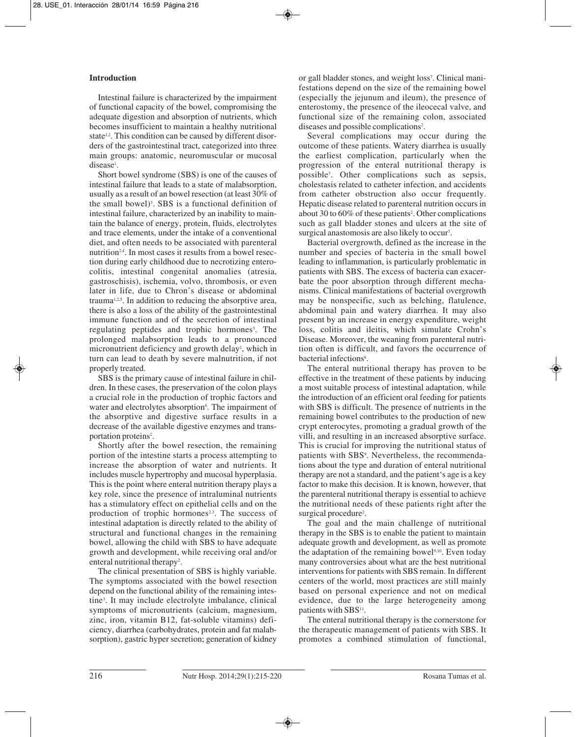## Introduction

Intestinal failure is characterized by the impairment of functional capacity of the bowel, compromising the adequate digestion and absorption of nutrients, which becomes insufficient to maintain a healthy nutritional state[1,2]. This condition can be caused by different disorders of the gastrointestinal tract, categorized into three main groups: anatomic, neuromuscular or mucosal disease[1].

Short bowel syndrome (SBS) is one of the causes of intestinal failure that leads to a state of malabsorption, usually as a result of an bowel resection (at least 30% of the small bowel)[3]. SBS is a functional definition of intestinal failure, characterized by an inability to maintain the balance of energy, protein, fluids, electrolytes and trace elements, under the intake of a conventional diet, and often needs to be associated with parenteral nutrition[2,4]. In most cases it results from a bowel resection during early childhood due to necrotizing enterocolitis, intestinal congenital anomalies (atresia, gastroschisis), ischemia, volvo, thrombosis, or even later in life, due to Chron's disease or abdominal trauma[1,2,5]. In addition to reducing the absorptive area, there is also a loss of the ability of the gastrointestinal immune function and of the secretion of intestinal regulating peptides and trophic hormones[3]. The prolonged malabsorption leads to a pronounced micronutrient deficiency and growth delay[2], which in turn can lead to death by severe malnutrition, if not properly treated.

SBS is the primary cause of intestinal failure in children. In these cases, the preservation of the colon plays a crucial role in the production of trophic factors and water and electrolytes absorption[6]. The impairment of the absorptive and digestive surface results in a decrease of the available digestive enzymes and transportation proteins[2].

Shortly after the bowel resection, the remaining portion of the intestine starts a process attempting to increase the absorption of water and nutrients. It includes muscle hypertrophy and mucosal hyperplasia. This is the point where enteral nutrition therapy plays a key role, since the presence of intraluminal nutrients has a stimulatory effect on epithelial cells and on the production of trophic hormones[2,3]. The success of intestinal adaptation is directly related to the ability of structural and functional changes in the remaining bowel, allowing the child with SBS to have adequate growth and development, while receiving oral and/or enteral nutritional therapy[2].

The clinical presentation of SBS is highly variable. The symptoms associated with the bowel resection depend on the functional ability of the remaining intestine[3]. It may include electrolyte imbalance, clinical symptoms of micronutrients (calcium, magnesium, zinc, iron, vitamin B12, fat-soluble vitamins) deficiency, diarrhea (carbohydrates, protein and fat malabsorption), gastric hyper secretion; generation of kidney or gall bladder stones, and weight loss[7]. Clinical manifestations depend on the size of the remaining bowel (especially the jejunum and ileum), the presence of enterostomy, the presence of the ileocecal valve, and functional size of the remaining colon, associated diseases and possible complications[2].

Several complications may occur during the outcome of these patients. Watery diarrhea is usually the earliest complication, particularly when the progression of the enteral nutritional therapy is possible[7]. Other complications such as sepsis, cholestasis related to catheter infection, and accidents from catheter obstruction also occur frequently. Hepatic disease related to parenteral nutrition occurs in about 30 to 60% of these patients[2]. Other complications such as gall bladder stones and ulcers at the site of surgical anastomosis are also likely to occur[7].

Bacterial overgrowth, defined as the increase in the number and species of bacteria in the small bowel leading to inflammation, is particularly problematic in patients with SBS. The excess of bacteria can exacerbate the poor absorption through different mechanisms. Clinical manifestations of bacterial overgrowth may be nonspecific, such as belching, flatulence, abdominal pain and watery diarrhea. It may also present by an increase in energy expenditure, weight loss, colitis and ileitis, which simulate Crohn's Disease. Moreover, the weaning from parenteral nutrition often is difficult, and favors the occurrence of bacterial infections[8].

The enteral nutritional therapy has proven to be effective in the treatment of these patients by inducing a most suitable process of intestinal adaptation, while the introduction of an efficient oral feeding for patients with SBS is difficult. The presence of nutrients in the remaining bowel contributes to the production of new crypt enterocytes, promoting a gradual growth of the villi, and resulting in an increased absorptive surface. This is crucial for improving the nutritional status of patients with SBS[9]. Nevertheless, the recommendations about the type and duration of enteral nutritional therapy are not a standard, and the patient's age is a key factor to make this decision. It is known, however, that the parenteral nutritional therapy is essential to achieve the nutritional needs of these patients right after the surgical procedure[2].

The goal and the main challenge of nutritional therapy in the SBS is to enable the patient to maintain adequate growth and development, as well as promote the adaptation of the remaining bowel[9,10]. Even today many controversies about what are the best nutritional interventions for patients with SBS remain. In different centers of the world, most practices are still mainly based on personal experience and not on medical evidence, due to the large heterogeneity among patients with SBS[11].

The enteral nutritional therapy is the cornerstone for the therapeutic management of patients with SBS. It promotes a combined stimulation of functional,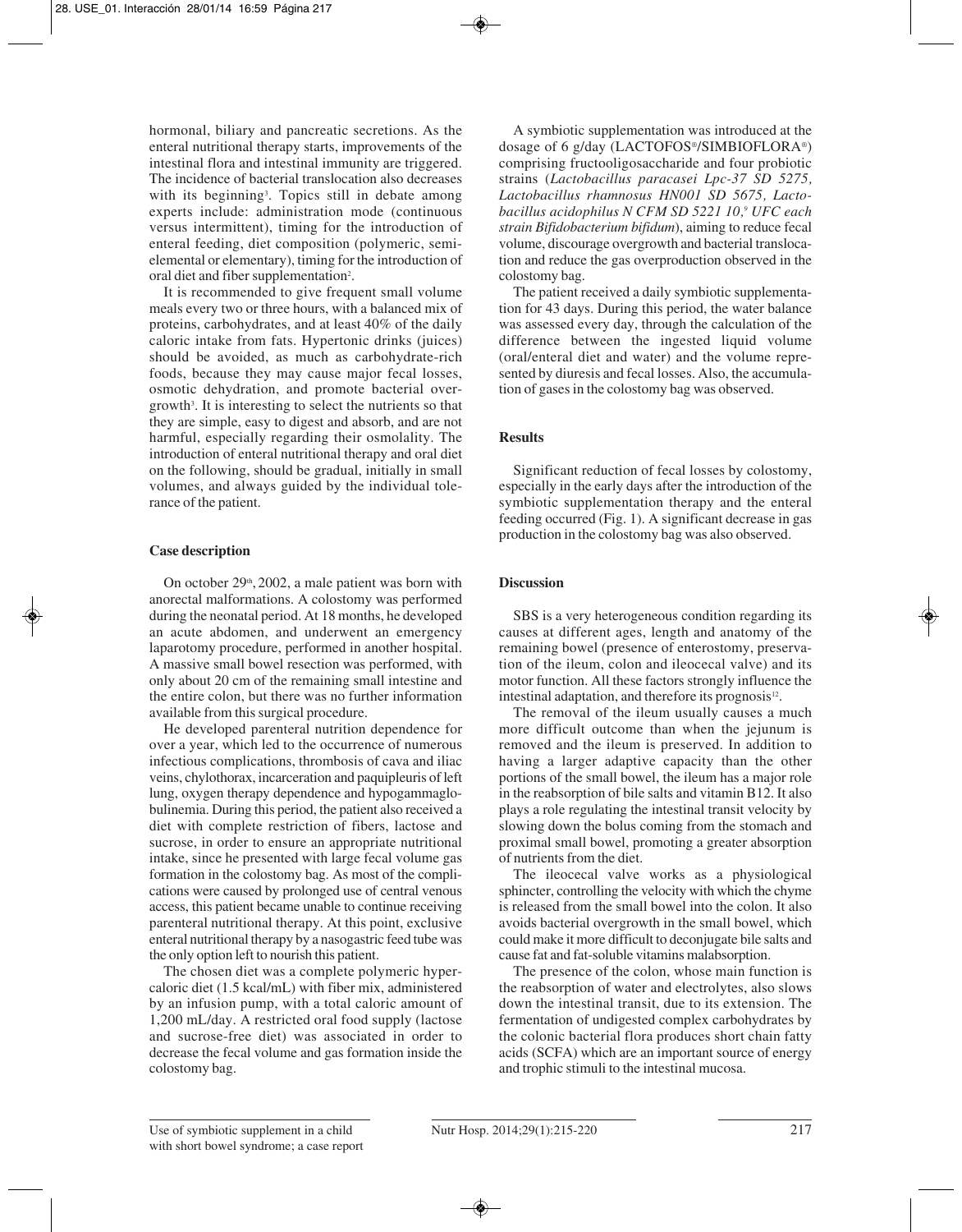hormonal, biliary and pancreatic secretions. As the enteral nutritional therapy starts, improvements of the intestinal flora and intestinal immunity are triggered. The incidence of bacterial translocation also decreases with its beginning[3]. Topics still in debate among experts include: administration mode (continuous versus intermittent), timing for the introduction of enteral feeding, diet composition (polymeric, semi-elemental or elementary), timing for the introduction of oral diet and fiber supplementation[2].

It is recommended to give frequent small volume meals every two or three hours, with a balanced mix of proteins, carbohydrates, and at least 40% of the daily caloric intake from fats. Hypertonic drinks (juices) should be avoided, as much as carbohydrate-rich foods, because they may cause major fecal losses, osmotic dehydration, and promote bacterial overgrowth[3]. It is interesting to select the nutrients so that they are simple, easy to digest and absorb, and are not harmful, especially regarding their osmolality. The introduction of enteral nutritional therapy and oral diet on the following, should be gradual, initially in small volumes, and always guided by the individual tolerance of the patient.

## Case description

On october 29[th], 2002, a male patient was born with anorectal malformations. A colostomy was performed during the neonatal period. At 18 months, he developed an acute abdomen, and underwent an emergency laparotomy procedure, performed in another hospital. A massive small bowel resection was performed, with only about 20 cm of the remaining small intestine and the entire colon, but there was no further information available from this surgical procedure.

He developed parenteral nutrition dependence for over a year, which led to the occurrence of numerous infectious complications, thrombosis of cava and iliac veins, chylothorax, incarceration and paquipleuris of left lung, oxygen therapy dependence and hypogammaglobulinemia. During this period, the patient also received a diet with complete restriction of fibers, lactose and sucrose, in order to ensure an appropriate nutritional intake, since he presented with large fecal volume gas formation in the colostomy bag. As most of the complications were caused by prolonged use of central venous access, this patient became unable to continue receiving parenteral nutritional therapy. At this point, exclusive enteral nutritional therapy by a nasogastric feed tube was the only option left to nourish this patient.

The chosen diet was a complete polymeric hypercaloric diet (1.5 kcal/mL) with fiber mix, administered by an infusion pump, with a total caloric amount of 1,200 mL/day. A restricted oral food supply (lactose and sucrose-free diet) was associated in order to decrease the fecal volume and gas formation inside the colostomy bag.

A symbiotic supplementation was introduced at the dosage of 6 g/day (LACTOFOS®/SIMBIOFLORA®) comprising fructooligosaccharide and four probiotic strains (*Lactobacillus paracasei Lpc-37 SD 5275, Lactobacillus rhamnosus HN001 SD 5675, Lactobacillus acidophilus N CFM SD 5221 10,[9] UFC each strain Bifidobacterium bifidum*), aiming to reduce fecal volume, discourage overgrowth and bacterial translocation and reduce the gas overproduction observed in the colostomy bag.

The patient received a daily symbiotic supplementation for 43 days. During this period, the water balance was assessed every day, through the calculation of the difference between the ingested liquid volume (oral/enteral diet and water) and the volume represented by diuresis and fecal losses. Also, the accumulation of gases in the colostomy bag was observed.

## Results

Significant reduction of fecal losses by colostomy, especially in the early days after the introduction of the symbiotic supplementation therapy and the enteral feeding occurred (Fig. 1). A significant decrease in gas production in the colostomy bag was also observed.

## Discussion

SBS is a very heterogeneous condition regarding its causes at different ages, length and anatomy of the remaining bowel (presence of enterostomy, preservation of the ileum, colon and ileocecal valve) and its motor function. All these factors strongly influence the intestinal adaptation, and therefore its prognosis[12].

The removal of the ileum usually causes a much more difficult outcome than when the jejunum is removed and the ileum is preserved. In addition to having a larger adaptive capacity than the other portions of the small bowel, the ileum has a major role in the reabsorption of bile salts and vitamin B12. It also plays a role regulating the intestinal transit velocity by slowing down the bolus coming from the stomach and proximal small bowel, promoting a greater absorption of nutrients from the diet.

The ileocecal valve works as a physiological sphincter, controlling the velocity with which the chyme is released from the small bowel into the colon. It also avoids bacterial overgrowth in the small bowel, which could make it more difficult to deconjugate bile salts and cause fat and fat-soluble vitamins malabsorption.

The presence of the colon, whose main function is the reabsorption of water and electrolytes, also slows down the intestinal transit, due to its extension. The fermentation of undigested complex carbohydrates by the colonic bacterial flora produces short chain fatty acids (SCFA) which are an important source of energy and trophic stimuli to the intestinal mucosa.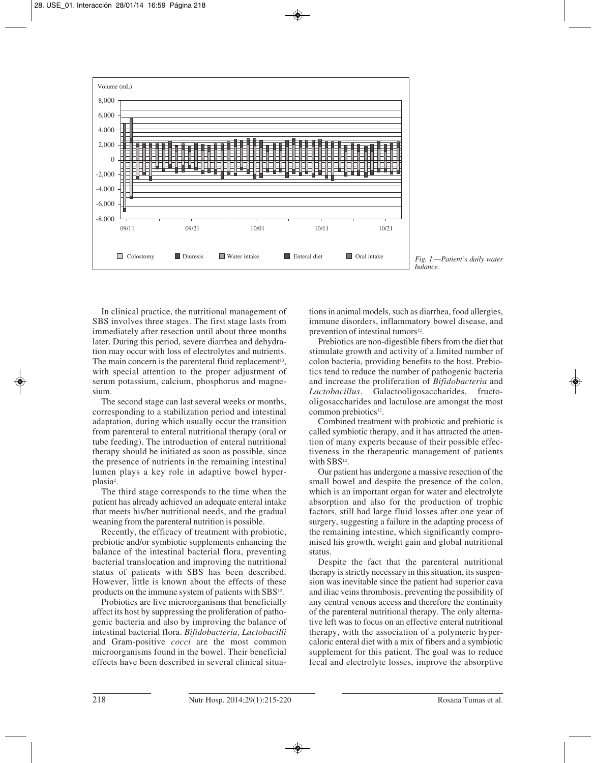*Fig. 1.—Patient's daily water balance.*

In clinical practice, the nutritional management of SBS involves three stages. The first stage lasts from immediately after resection until about three months later. During this period, severe diarrhea and dehydration may occur with loss of electrolytes and nutrients. The main concern is the parenteral fluid replacement[13], with special attention to the proper adjustment of serum potassium, calcium, phosphorus and magnesium.

The second stage can last several weeks or months, corresponding to a stabilization period and intestinal adaptation, during which usually occur the transition from parenteral to enteral nutritional therapy (oral or tube feeding). The introduction of enteral nutritional therapy should be initiated as soon as possible, since the presence of nutrients in the remaining intestinal lumen plays a key role in adaptive bowel hyperplasia[2].

The third stage corresponds to the time when the patient has already achieved an adequate enteral intake that meets his/her nutritional needs, and the gradual weaning from the parenteral nutrition is possible.

Recently, the efficacy of treatment with probiotic, prebiotic and/or symbiotic supplements enhancing the balance of the intestinal bacterial flora, preventing bacterial translocation and improving the nutritional status of patients with SBS has been described. However, little is known about the effects of these products on the immune system of patients with SBS[12].

Probiotics are live microorganisms that beneficially affect its host by suppressing the proliferation of pathogenic bacteria and also by improving the balance of intestinal bacterial flora. *Bifidobacteria, Lactobacilli* and Gram-positive *cocci* are the most common microorganisms found in the bowel. Their beneficial effects have been described in several clinical situations in animal models, such as diarrhea, food allergies, immune disorders, inflammatory bowel disease, and prevention of intestinal tumors[12].

Prebiotics are non-digestible fibers from the diet that stimulate growth and activity of a limited number of colon bacteria, providing benefits to the host. Prebiotics tend to reduce the number of pathogenic bacteria and increase the proliferation of *Bifidobacteria* and *Lactobacillus*. Galactooligosaccharides, fructooligosaccharides and lactulose are amongst the most common prebiotics[12].

Combined treatment with probiotic and prebiotic is called symbiotic therapy, and it has attracted the attention of many experts because of their possible effectiveness in the therapeutic management of patients with SBS[12].

Our patient has undergone a massive resection of the small bowel and despite the presence of the colon, which is an important organ for water and electrolyte absorption and also for the production of trophic factors, still had large fluid losses after one year of surgery, suggesting a failure in the adapting process of the remaining intestine, which significantly compromised his growth, weight gain and global nutritional status.

Despite the fact that the parenteral nutritional therapy is strictly necessary in this situation, its suspension was inevitable since the patient had superior cava and iliac veins thrombosis, preventing the possibility of any central venous access and therefore the continuity of the parenteral nutritional therapy. The only alternative left was to focus on an effective enteral nutritional therapy, with the association of a polymeric hypercaloric enteral diet with a mix of fibers and a symbiotic supplement for this patient. The goal was to reduce fecal and electrolyte losses, improve the absorptive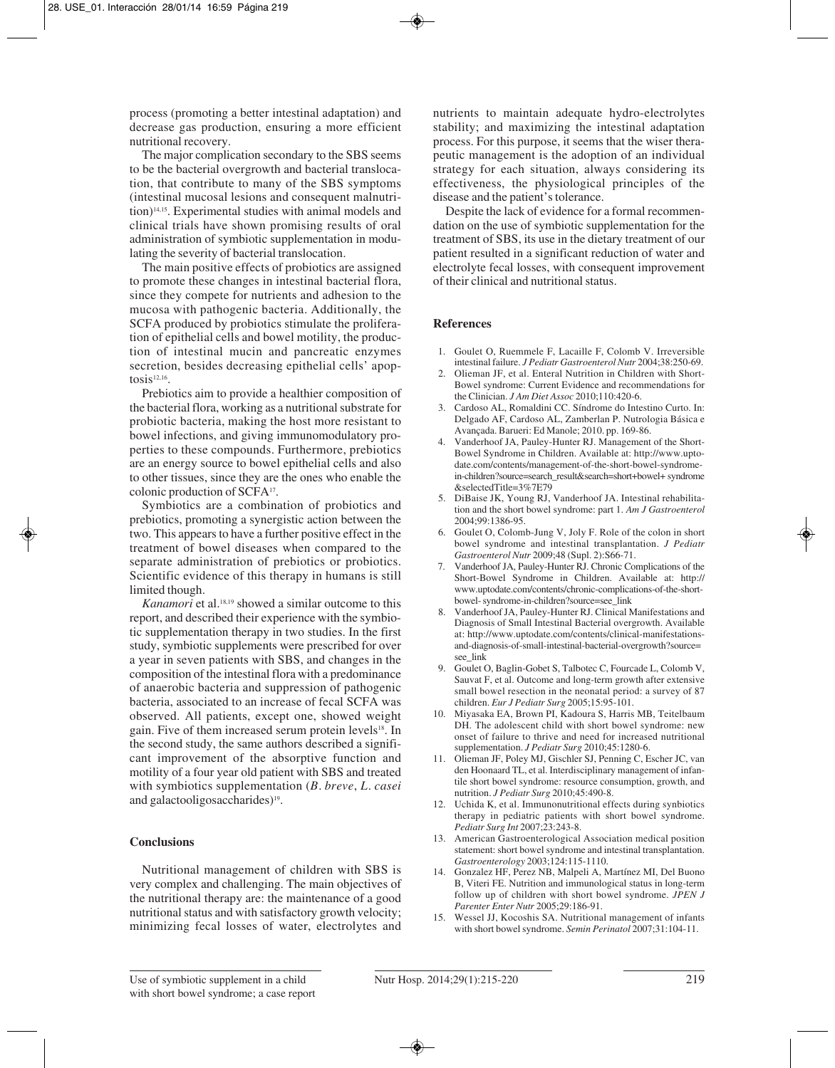process (promoting a better intestinal adaptation) and decrease gas production, ensuring a more efficient nutritional recovery.

The major complication secondary to the SBS seems to be the bacterial overgrowth and bacterial translocation, that contribute to many of the SBS symptoms (intestinal mucosal lesions and consequent malnutrition)[14,15]. Experimental studies with animal models and clinical trials have shown promising results of oral administration of symbiotic supplementation in modulating the severity of bacterial translocation.

The main positive effects of probiotics are assigned to promote these changes in intestinal bacterial flora, since they compete for nutrients and adhesion to the mucosa with pathogenic bacteria. Additionally, the SCFA produced by probiotics stimulate the proliferation of epithelial cells and bowel motility, the production of intestinal mucin and pancreatic enzymes secretion, besides decreasing epithelial cells' apoptosis[12,16].

Prebiotics aim to provide a healthier composition of the bacterial flora, working as a nutritional substrate for probiotic bacteria, making the host more resistant to bowel infections, and giving immunomodulatory properties to these compounds. Furthermore, prebiotics are an energy source to bowel epithelial cells and also to other tissues, since they are the ones who enable the colonic production of SCFA[17].

Symbiotics are a combination of probiotics and prebiotics, promoting a synergistic action between the two. This appears to have a further positive effect in the treatment of bowel diseases when compared to the separate administration of prebiotics or probiotics. Scientific evidence of this therapy in humans is still limited though.

*Kanamori* et al.[18,19] showed a similar outcome to this report, and described their experience with the symbiotic supplementation therapy in two studies. In the first study, symbiotic supplements were prescribed for over a year in seven patients with SBS, and changes in the composition of the intestinal flora with a predominance of anaerobic bacteria and suppression of pathogenic bacteria, associated to an increase of fecal SCFA was observed. All patients, except one, showed weight gain. Five of them increased serum protein levels[18]. In the second study, the same authors described a significant improvement of the absorptive function and motility of a four year old patient with SBS and treated with symbiotics supplementation (*B. breve*, *L. casei* and galactooligosaccharides)[19].

## Conclusions

Nutritional management of children with SBS is very complex and challenging. The main objectives of the nutritional therapy are: the maintenance of a good nutritional status and with satisfactory growth velocity; minimizing fecal losses of water, electrolytes and nutrients to maintain adequate hydro-electrolytes stability; and maximizing the intestinal adaptation process. For this purpose, it seems that the wiser therapeutic management is the adoption of an individual strategy for each situation, always considering its effectiveness, the physiological principles of the disease and the patient's tolerance.

Despite the lack of evidence for a formal recommendation on the use of symbiotic supplementation for the treatment of SBS, its use in the dietary treatment of our patient resulted in a significant reduction of water and electrolyte fecal losses, with consequent improvement of their clinical and nutritional status.

## References

1. Goulet O, Ruemmele F, Lacaille F, Colomb V. Irreversible intestinal failure. *J Pediatr Gastroenterol Nutr* 2004;38:250-69.
2. Olieman JF, et al. Enteral Nutrition in Children with Short-Bowel syndrome: Current Evidence and recommendations for the Clinician. *J Am Diet Assoc* 2010;110:420-6.
3. Cardoso AL, Romaldini CC. Síndrome do Intestino Curto. In: Delgado AF, Cardoso AL, Zamberlan P. Nutrologia Básica e Avançada. Barueri: Ed Manole; 2010. pp. 169-86.
4. Vanderhoof JA, Pauley-Hunter RJ. Management of the Short-Bowel Syndrome in Children. Available at: http://www.uptodate.com/contents/management-of-the-short-bowel-syndrome-in-children?source=search_result&search=short+bowel+syndrome&selectedTitle=3%7E79
5. DiBaise JK, Young RJ, Vanderhoof JA. Intestinal rehabilitation and the short bowel syndrome: part 1. *Am J Gastroenterol* 2004;99:1386-95.
6. Goulet O, Colomb-Jung V, Joly F. Role of the colon in short bowel syndrome and intestinal transplantation. *J Pediatr Gastroenterol Nutr* 2009;48 (Supl. 2):S66-71.
7. Vanderhoof JA, Pauley-Hunter RJ. Chronic Complications of the Short-Bowel Syndrome in Children. Available at: http://www.uptodate.com/contents/chronic-complications-of-the-short-bowel- syndrome-in-children?source=see_link
8. Vanderhoof JA, Pauley-Hunter RJ. Clinical Manifestations and Diagnosis of Small Intestinal Bacterial overgrowth. Available at: http://www.uptodate.com/contents/clinical-manifestations-and-diagnosis-of-small-intestinal-bacterial-overgrowth?source=see_link
9. Goulet O, Baglin-Gobet S, Talbotec C, Fourcade L, Colomb V, Sauvat F, et al. Outcome and long-term growth after extensive small bowel resection in the neonatal period: a survey of 87 children. *Eur J Pediatr Surg* 2005;15:95-101.
10. Miyasaka EA, Brown PI, Kadoura S, Harris MB, Teitelbaum DH. The adolescent child with short bowel syndrome: new onset of failure to thrive and need for increased nutritional supplementation. *J Pediatr Surg* 2010;45:1280-6.
11. Olieman JF, Poley MJ, Gischler SJ, Penning C, Escher JC, van den Hoonaard TL, et al. Interdisciplinary management of infantile short bowel syndrome: resource consumption, growth, and nutrition. *J Pediatr Surg* 2010;45:490-8.
12. Uchida K, et al. Immunonutritional effects during synbiotics therapy in pediatric patients with short bowel syndrome. *Pediatr Surg Int* 2007;23:243-8.
13. American Gastroenterological Association medical position statement: short bowel syndrome and intestinal transplantation. *Gastroenterology* 2003;124:115-1110.
14. Gonzalez HF, Perez NB, Malpeli A, Martínez MI, Del Buono B, Viteri FE. Nutrition and immunological status in long-term follow up of children with short bowel syndrome. *JPEN J Parenter Enter Nutr* 2005;29:186-91.
15. Wessel JJ, Kocoshis SA. Nutritional management of infants with short bowel syndrome. *Semin Perinatol* 2007;31:104-11.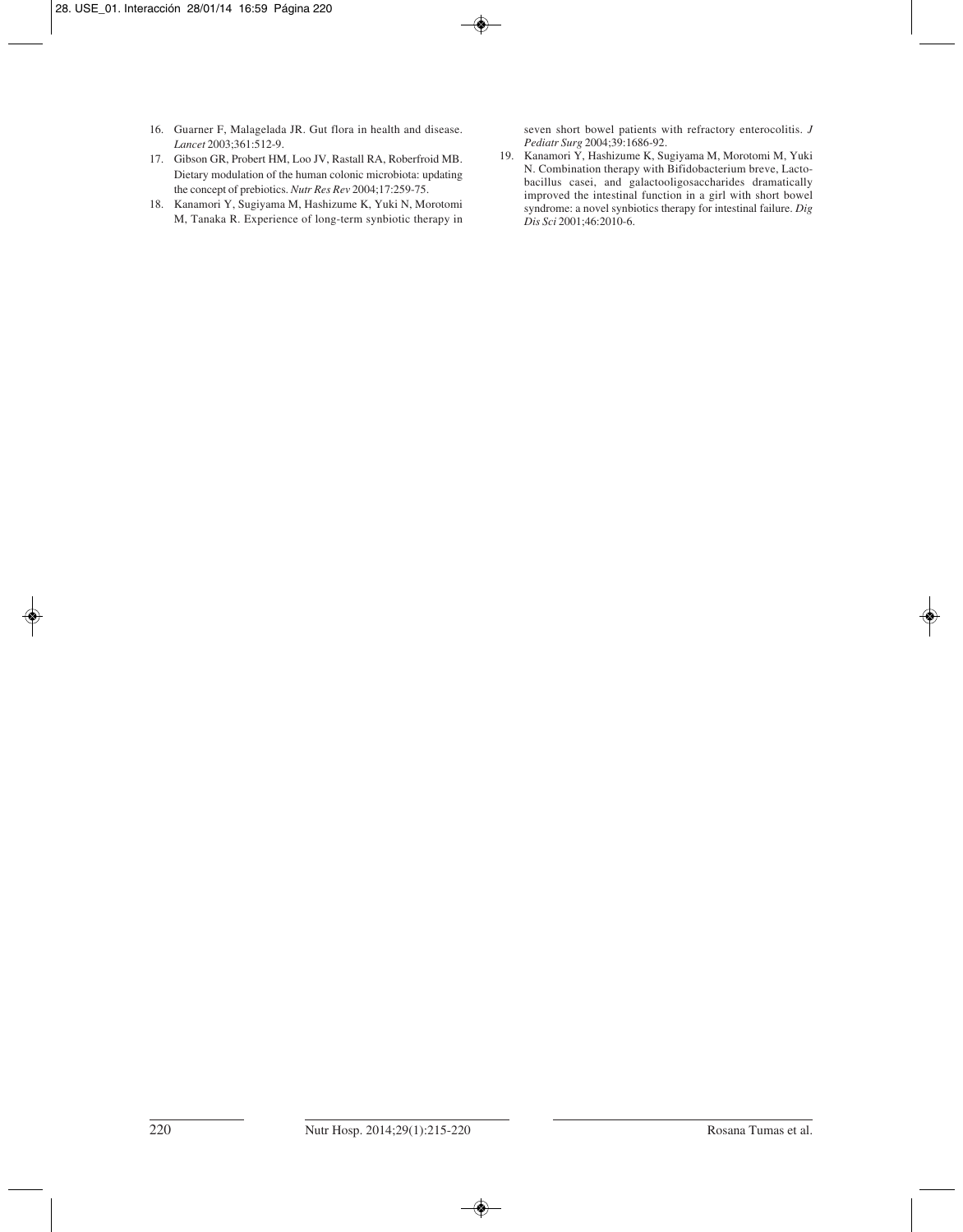16. Guarner F, Malagelada JR. Gut flora in health and disease. *Lancet* 2003;361:512-9.
17. Gibson GR, Probert HM, Loo JV, Rastall RA, Roberfroid MB. Dietary modulation of the human colonic microbiota: updating the concept of prebiotics. *Nutr Res Rev* 2004;17:259-75.
18. Kanamori Y, Sugiyama M, Hashizume K, Yuki N, Morotomi M, Tanaka R. Experience of long-term synbiotic therapy in seven short bowel patients with refractory enterocolitis. *J Pediatr Surg* 2004;39:1686-92.
19. Kanamori Y, Hashizume K, Sugiyama M, Morotomi M, Yuki N. Combination therapy with Bifidobacterium breve, Lactobacillus casei, and galactooligosaccharides dramatically improved the intestinal function in a girl with short bowel syndrome: a novel synbiotics therapy for intestinal failure. *Dig Dis Sci* 2001;46:2010-6.